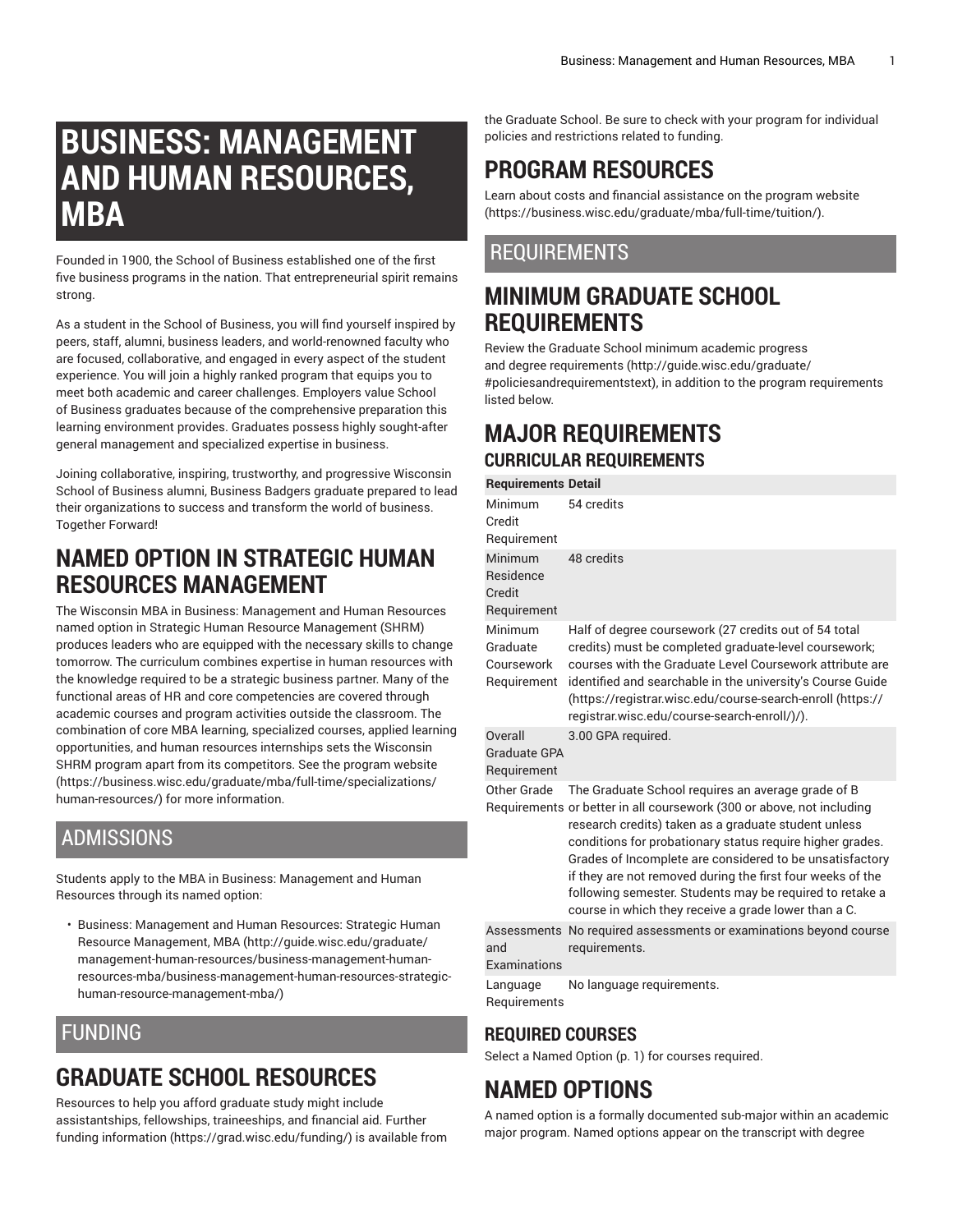# BUSINESS: MANAGEMENT AND HUMAN RESOURCES, MBA

Founded in 1900, the School of Business established one of the first five business programs in the nation. That entrepreneurial spirit remains strong.

As a student in the School of Business, you will find yourself inspired by peers, staff, alumni, business leaders, and world-renowned faculty who are focused, collaborative, and engaged in every aspect of the student experience. You will join a highly ranked program that equips you to meet both academic and career challenges. Employers value School of Business graduates because of the comprehensive preparation this learning environment provides. Graduates possess highly sought-after general management and specialized expertise in business.

Joining collaborative, inspiring, trustworthy, and progressive Wisconsin School of Business alumni, Business Badgers graduate prepared to lead their organizations to success and transform the world of business. Together Forward!

## NAMED OPTION IN STRATEGIC HUMAN RESOURCES MANAGEMENT

The Wisconsin MBA in Business: Management and Human Resources named option in Strategic Human Resource Management (SHRM) produces leaders who are equipped with the necessary skills to change tomorrow. The curriculum combines expertise in human resources with the knowledge required to be a strategic business partner. Many of the functional areas of HR and core competencies are covered through academic courses and program activities outside the classroom. The combination of core MBA learning, specialized courses, applied learning opportunities, and human resources internships sets the Wisconsin SHRM program apart from its competitors. See the program website (https://business.wisc.edu/graduate/mba/full-time/specializations/human-resources/) for more information.

## ADMISSIONS

Students apply to the MBA in Business: Management and Human Resources through its named option:

- Business: Management and Human Resources: Strategic Human Resource Management, MBA (http://guide.wisc.edu/graduate/management-human-resources/business-management-human-resources-mba/business-management-human-resources-strategic-human-resource-management-mba/)

## FUNDING

## GRADUATE SCHOOL RESOURCES

Resources to help you afford graduate study might include assistantships, fellowships, traineeships, and financial aid. Further funding information (https://grad.wisc.edu/funding/) is available from the Graduate School. Be sure to check with your program for individual policies and restrictions related to funding.

## PROGRAM RESOURCES

Learn about costs and financial assistance on the program website (https://business.wisc.edu/graduate/mba/full-time/tuition/).

## REQUIREMENTS

## MINIMUM GRADUATE SCHOOL REQUIREMENTS

Review the Graduate School minimum academic progress and degree requirements (http://guide.wisc.edu/graduate/#policiesandrequirementstext), in addition to the program requirements listed below.

## MAJOR REQUIREMENTS

### CURRICULAR REQUIREMENTS

| Requirements | Detail |
|---|---|
| Minimum Credit Requirement | 54 credits |
| Minimum Residence Credit Requirement | 48 credits |
| Minimum Graduate Coursework Requirement | Half of degree coursework (27 credits out of 54 total credits) must be completed graduate-level coursework; courses with the Graduate Level Coursework attribute are identified and searchable in the university's Course Guide (https://registrar.wisc.edu/course-search-enroll (https://registrar.wisc.edu/course-search-enroll/)/). |
| Overall Graduate GPA Requirement | 3.00 GPA required. |
| Other Grade Requirements | The Graduate School requires an average grade of B or better in all coursework (300 or above, not including research credits) taken as a graduate student unless conditions for probationary status require higher grades. Grades of Incomplete are considered to be unsatisfactory if they are not removed during the first four weeks of the following semester. Students may be required to retake a course in which they receive a grade lower than a C. |
| Assessments and Examinations | No required assessments or examinations beyond course requirements. |
| Language Requirements | No language requirements. |

### REQUIRED COURSES

Select a Named Option (p. 1) for courses required.

## NAMED OPTIONS

A named option is a formally documented sub-major within an academic major program. Named options appear on the transcript with degree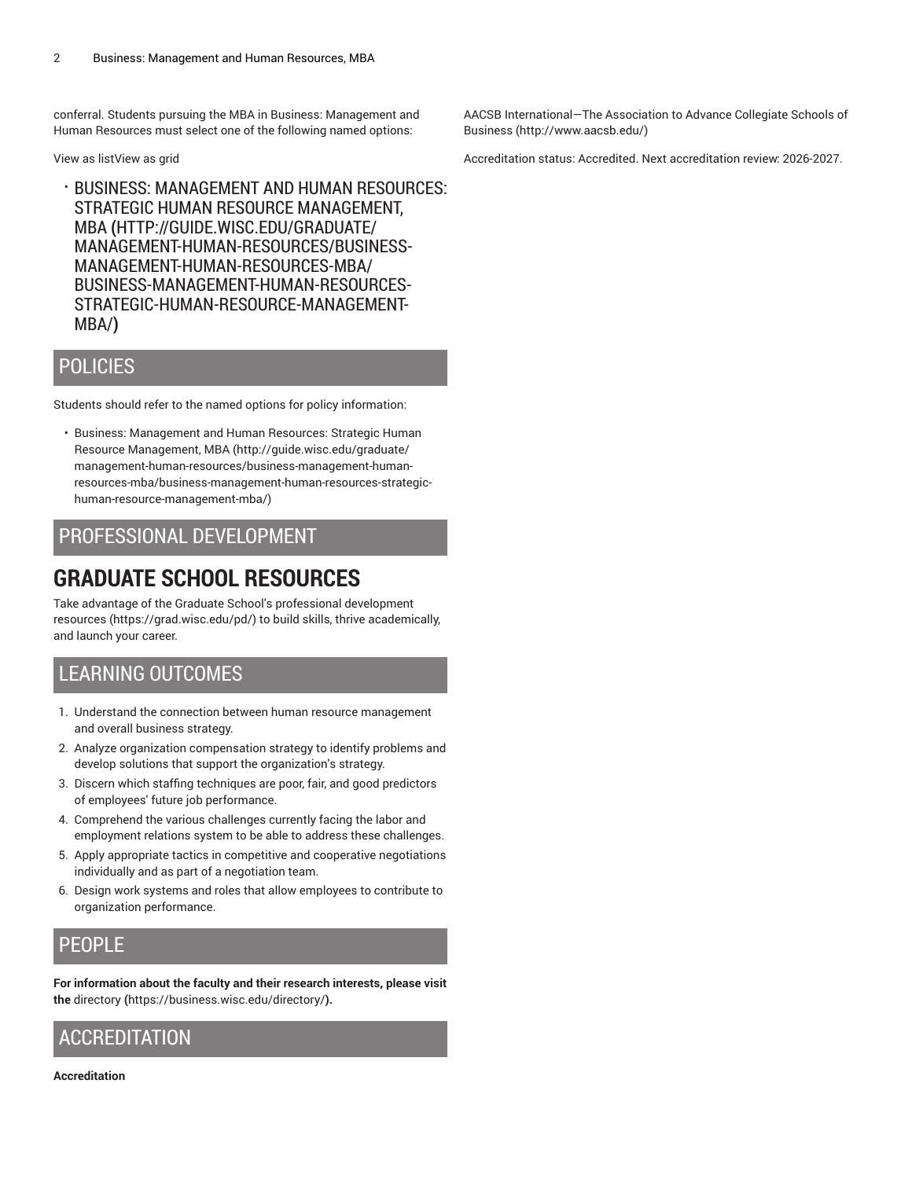conferral. Students pursuing the MBA in Business: Management and Human Resources must select one of the following named options:

View as listView as grid

- BUSINESS: MANAGEMENT AND HUMAN RESOURCES: STRATEGIC HUMAN RESOURCE MANAGEMENT, MBA (HTTP://GUIDE.WISC.EDU/GRADUATE/MANAGEMENT-HUMAN-RESOURCES/BUSINESS-MANAGEMENT-HUMAN-RESOURCES-MBA/BUSINESS-MANAGEMENT-HUMAN-RESOURCES-STRATEGIC-HUMAN-RESOURCE-MANAGEMENT-MBA/)

## POLICIES

Students should refer to the named options for policy information:

- Business: Management and Human Resources: Strategic Human Resource Management, MBA (http://guide.wisc.edu/graduate/management-human-resources/business-management-human-resources-mba/business-management-human-resources-strategic-human-resource-management-mba/)

## PROFESSIONAL DEVELOPMENT

### GRADUATE SCHOOL RESOURCES

Take advantage of the Graduate School's professional development resources (https://grad.wisc.edu/pd/) to build skills, thrive academically, and launch your career.

## LEARNING OUTCOMES

1. Understand the connection between human resource management and overall business strategy.
2. Analyze organization compensation strategy to identify problems and develop solutions that support the organization's strategy.
3. Discern which staffing techniques are poor, fair, and good predictors of employees' future job performance.
4. Comprehend the various challenges currently facing the labor and employment relations system to be able to address these challenges.
5. Apply appropriate tactics in competitive and cooperative negotiations individually and as part of a negotiation team.
6. Design work systems and roles that allow employees to contribute to organization performance.

## PEOPLE

**For information about the faculty and their research interests, please visit the** directory **(**https://business.wisc.edu/directory/**).**

## ACCREDITATION

**Accreditation**

AACSB International—The Association to Advance Collegiate Schools of Business (http://www.aacsb.edu/)

Accreditation status: Accredited. Next accreditation review: 2026-2027.